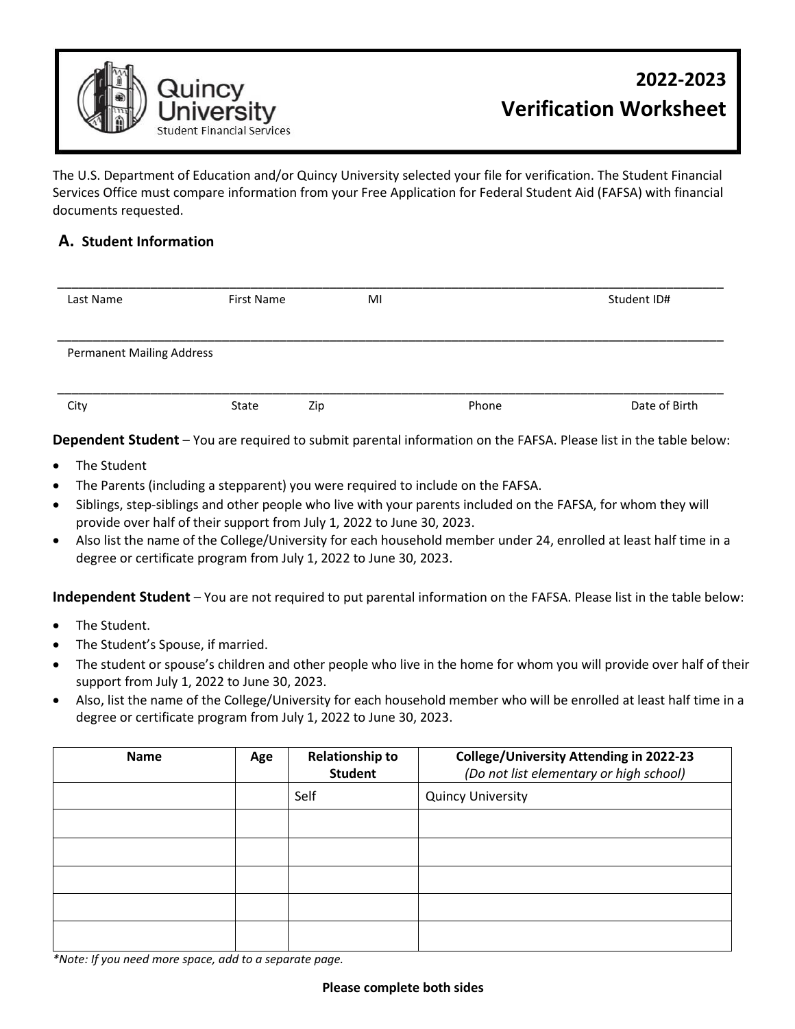Quincy University
Student Financial Services

# 2022-2023 Verification Worksheet

The U.S. Department of Education and/or Quincy University selected your file for verification. The Student Financial Services Office must compare information from your Free Application for Federal Student Aid (FAFSA) with financial documents requested.

## A. Student Information

______________________________________________________________________________

Last Name First Name MI Student ID#

______________________________________________________________________________

Permanent Mailing Address

______________________________________________________________________________

City State Zip Phone Date of Birth

**Dependent Student** – You are required to submit parental information on the FAFSA. Please list in the table below:

- The Student
- The Parents (including a stepparent) you were required to include on the FAFSA.
- Siblings, step-siblings and other people who live with your parents included on the FAFSA, for whom they will provide over half of their support from July 1, 2022 to June 30, 2023.
- Also list the name of the College/University for each household member under 24, enrolled at least half time in a degree or certificate program from July 1, 2022 to June 30, 2023.

**Independent Student** – You are not required to put parental information on the FAFSA. Please list in the table below:

- The Student.
- The Student's Spouse, if married.
- The student or spouse's children and other people who live in the home for whom you will provide over half of their support from July 1, 2022 to June 30, 2023.
- Also, list the name of the College/University for each household member who will be enrolled at least half time in a degree or certificate program from July 1, 2022 to June 30, 2023.

| Name | Age | Relationship to Student | College/University Attending in 2022-23 *(Do not list elementary or high school)* |
|---|---|---|---|
| | | Self | Quincy University |
| | | | |
| | | | |
| | | | |
| | | | |
| | | | |

*\*Note: If you need more space, add to a separate page.*

**Please complete both sides**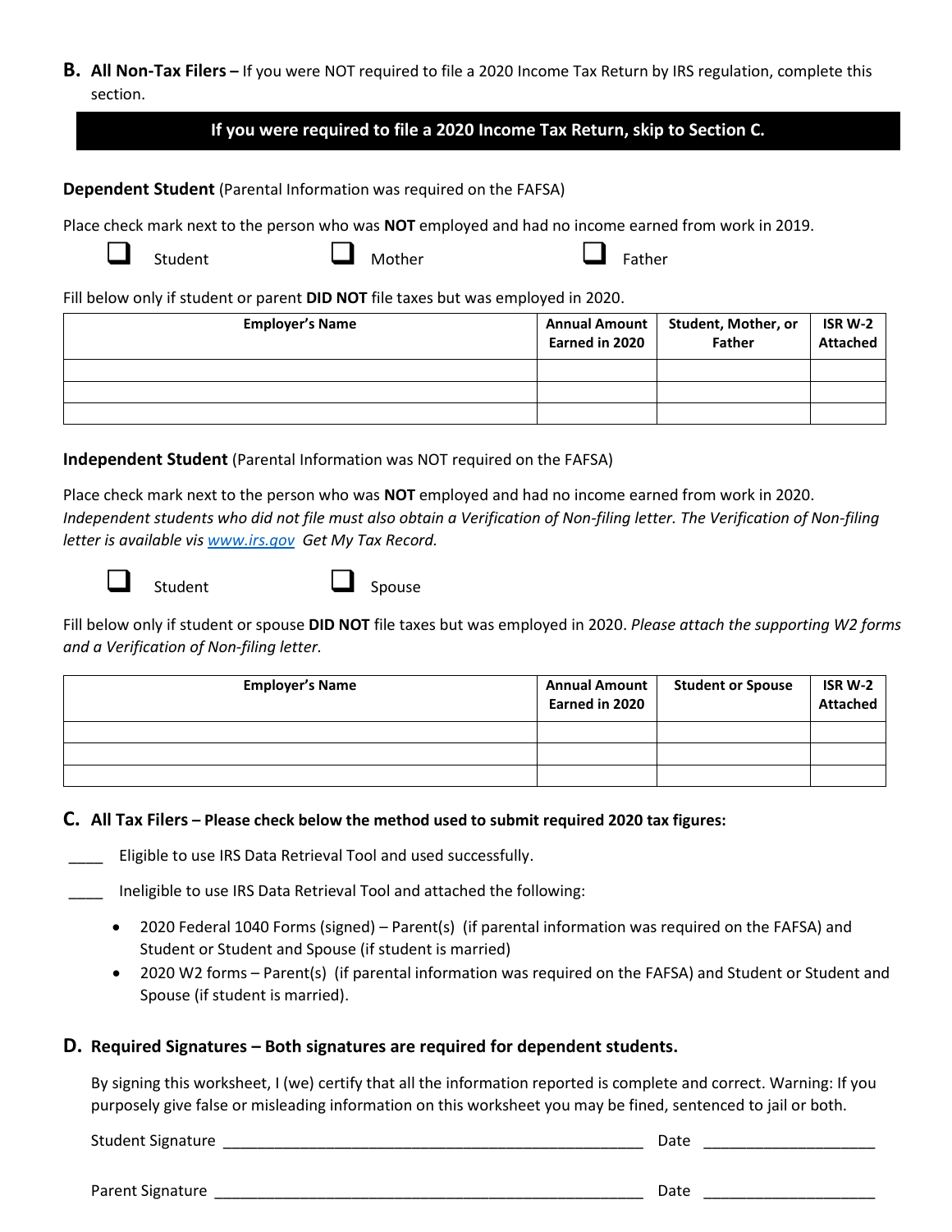## B. All Non-Tax Filers – If you were NOT required to file a 2020 Income Tax Return by IRS regulation, complete this section.

**If you were required to file a 2020 Income Tax Return, skip to Section C.**

**Dependent Student** (Parental Information was required on the FAFSA)

Place check mark next to the person who was **NOT** employed and had no income earned from work in 2019.

☐ Student ☐ Mother ☐ Father

Fill below only if student or parent **DID NOT** file taxes but was employed in 2020.

| Employer's Name | Annual Amount Earned in 2020 | Student, Mother, or Father | ISR W-2 Attached |
|---|---|---|---|
| | | | |
| | | | |
| | | | |

**Independent Student** (Parental Information was NOT required on the FAFSA)

Place check mark next to the person who was **NOT** employed and had no income earned from work in 2020. *Independent students who did not file must also obtain a Verification of Non-filing letter. The Verification of Non-filing letter is available vis [www.irs.gov](http://www.irs.gov) Get My Tax Record.*

☐ Student ☐ Spouse

Fill below only if student or spouse **DID NOT** file taxes but was employed in 2020. *Please attach the supporting W2 forms and a Verification of Non-filing letter.*

| Employer's Name | Annual Amount Earned in 2020 | Student or Spouse | ISR W-2 Attached |
|---|---|---|---|
| | | | |
| | | | |
| | | | |

## C. All Tax Filers – Please check below the method used to submit required 2020 tax figures:

____ Eligible to use IRS Data Retrieval Tool and used successfully.

____ Ineligible to use IRS Data Retrieval Tool and attached the following:

- 2020 Federal 1040 Forms (signed) – Parent(s) (if parental information was required on the FAFSA) and Student or Student and Spouse (if student is married)
- 2020 W2 forms – Parent(s) (if parental information was required on the FAFSA) and Student or Student and Spouse (if student is married).

## D. Required Signatures – Both signatures are required for dependent students.

By signing this worksheet, I (we) certify that all the information reported is complete and correct. Warning: If you purposely give false or misleading information on this worksheet you may be fined, sentenced to jail or both.

Student Signature ____________________________________________________ Date ____________________

Parent Signature _____________________________________________________ Date ____________________